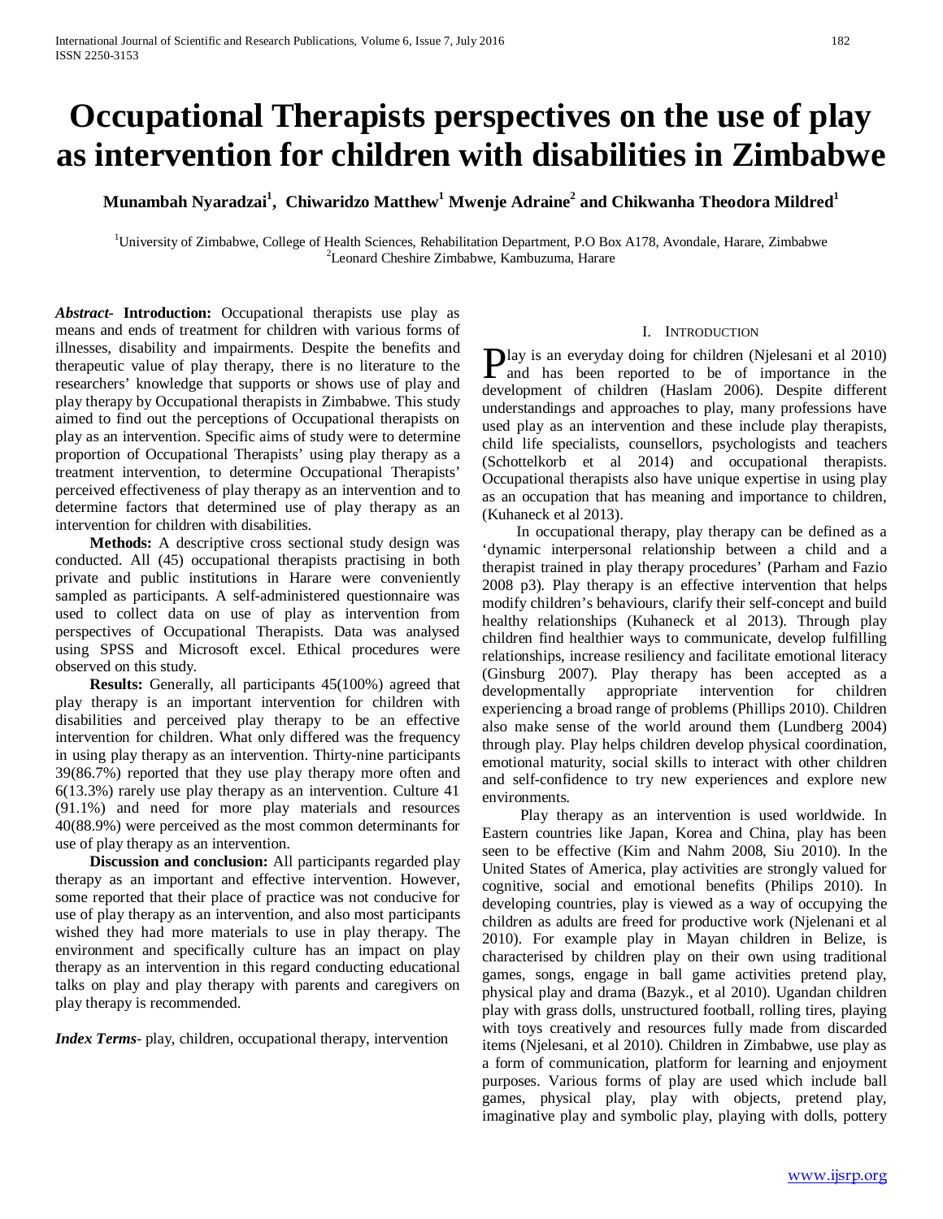# Occupational Therapists perspectives on the use of play as intervention for children with disabilities in Zimbabwe

**Munambah Nyaradzai[1], Chiwaridzo Matthew[1] Mwenje Adraine[2] and Chikwanha Theodora Mildred[1]**

[1]University of Zimbabwe, College of Health Sciences, Rehabilitation Department, P.O Box A178, Avondale, Harare, Zimbabwe
[2]Leonard Cheshire Zimbabwe, Kambuzuma, Harare

***Abstract*- Introduction:** Occupational therapists use play as means and ends of treatment for children with various forms of illnesses, disability and impairments. Despite the benefits and therapeutic value of play therapy, there is no literature to the researchers' knowledge that supports or shows use of play and play therapy by Occupational therapists in Zimbabwe. This study aimed to find out the perceptions of Occupational therapists on play as an intervention. Specific aims of study were to determine proportion of Occupational Therapists' using play therapy as a treatment intervention, to determine Occupational Therapists' perceived effectiveness of play therapy as an intervention and to determine factors that determined use of play therapy as an intervention for children with disabilities.

**Methods:** A descriptive cross sectional study design was conducted. All (45) occupational therapists practising in both private and public institutions in Harare were conveniently sampled as participants. A self-administered questionnaire was used to collect data on use of play as intervention from perspectives of Occupational Therapists. Data was analysed using SPSS and Microsoft excel. Ethical procedures were observed on this study.

**Results:** Generally, all participants 45(100%) agreed that play therapy is an important intervention for children with disabilities and perceived play therapy to be an effective intervention for children. What only differed was the frequency in using play therapy as an intervention. Thirty-nine participants 39(86.7%) reported that they use play therapy more often and 6(13.3%) rarely use play therapy as an intervention. Culture 41 (91.1%) and need for more play materials and resources 40(88.9%) were perceived as the most common determinants for use of play therapy as an intervention.

**Discussion and conclusion:** All participants regarded play therapy as an important and effective intervention. However, some reported that their place of practice was not conducive for use of play therapy as an intervention, and also most participants wished they had more materials to use in play therapy. The environment and specifically culture has an impact on play therapy as an intervention in this regard conducting educational talks on play and play therapy with parents and caregivers on play therapy is recommended.

***Index Terms*-** play, children, occupational therapy, intervention

## I. Introduction

Play is an everyday doing for children (Njelesani et al 2010) and has been reported to be of importance in the development of children (Haslam 2006). Despite different understandings and approaches to play, many professions have used play as an intervention and these include play therapists, child life specialists, counsellors, psychologists and teachers (Schottelkorb et al 2014) and occupational therapists. Occupational therapists also have unique expertise in using play as an occupation that has meaning and importance to children, (Kuhaneck et al 2013).

In occupational therapy, play therapy can be defined as a 'dynamic interpersonal relationship between a child and a therapist trained in play therapy procedures' (Parham and Fazio 2008 p3). Play therapy is an effective intervention that helps modify children's behaviours, clarify their self-concept and build healthy relationships (Kuhaneck et al 2013). Through play children find healthier ways to communicate, develop fulfilling relationships, increase resiliency and facilitate emotional literacy (Ginsburg 2007). Play therapy has been accepted as a developmentally appropriate intervention for children experiencing a broad range of problems (Phillips 2010). Children also make sense of the world around them (Lundberg 2004) through play. Play helps children develop physical coordination, emotional maturity, social skills to interact with other children and self-confidence to try new experiences and explore new environments.

Play therapy as an intervention is used worldwide. In Eastern countries like Japan, Korea and China, play has been seen to be effective (Kim and Nahm 2008, Siu 2010). In the United States of America, play activities are strongly valued for cognitive, social and emotional benefits (Philips 2010). In developing countries, play is viewed as a way of occupying the children as adults are freed for productive work (Njelenani et al 2010). For example play in Mayan children in Belize, is characterised by children play on their own using traditional games, songs, engage in ball game activities pretend play, physical play and drama (Bazyk., et al 2010). Ugandan children play with grass dolls, unstructured football, rolling tires, playing with toys creatively and resources fully made from discarded items (Njelesani, et al 2010). Children in Zimbabwe, use play as a form of communication, platform for learning and enjoyment purposes. Various forms of play are used which include ball games, physical play, play with objects, pretend play, imaginative play and symbolic play, playing with dolls, pottery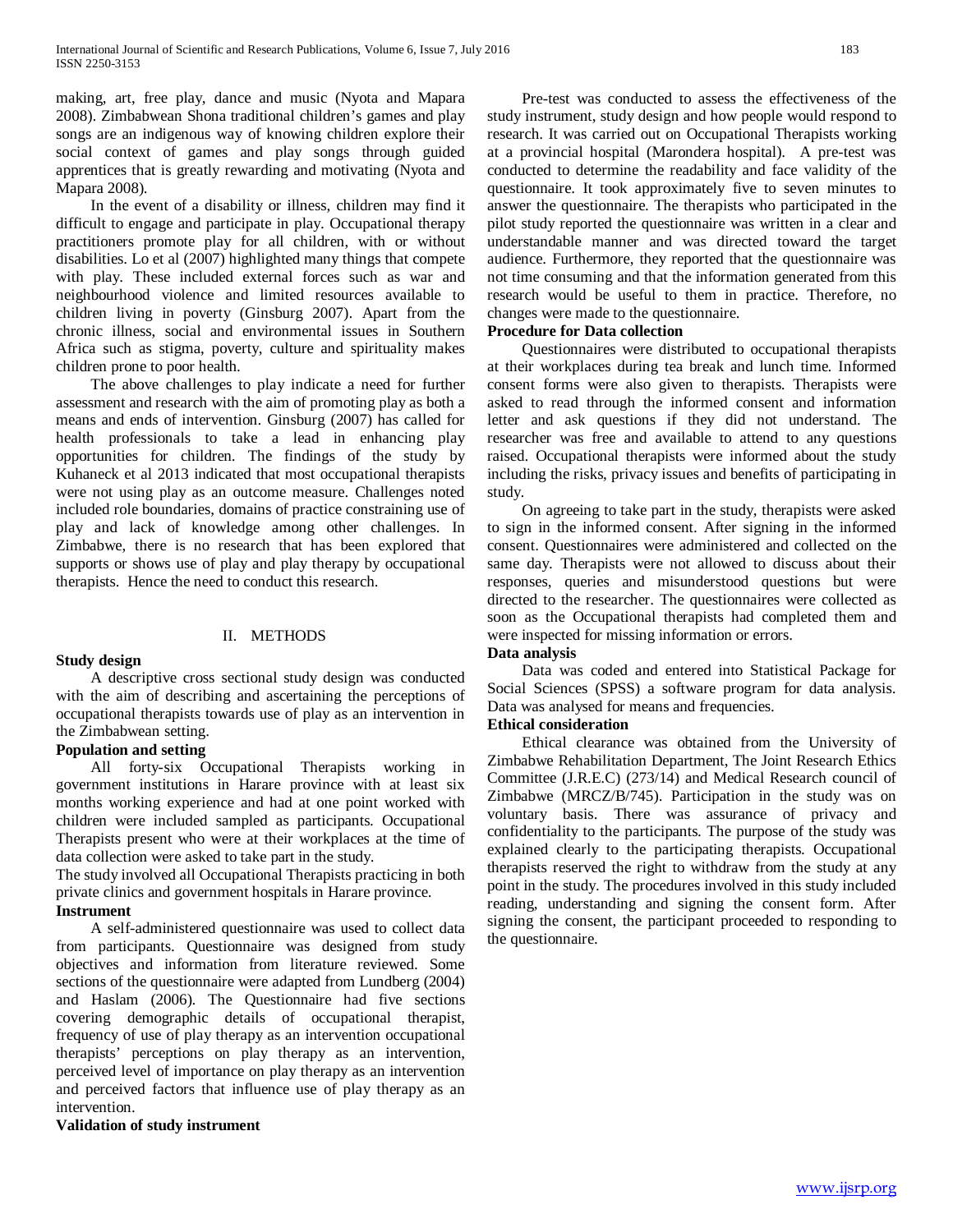making, art, free play, dance and music (Nyota and Mapara 2008). Zimbabwean Shona traditional children's games and play songs are an indigenous way of knowing children explore their social context of games and play songs through guided apprentices that is greatly rewarding and motivating (Nyota and Mapara 2008).

In the event of a disability or illness, children may find it difficult to engage and participate in play. Occupational therapy practitioners promote play for all children, with or without disabilities. Lo et al (2007) highlighted many things that compete with play. These included external forces such as war and neighbourhood violence and limited resources available to children living in poverty (Ginsburg 2007). Apart from the chronic illness, social and environmental issues in Southern Africa such as stigma, poverty, culture and spirituality makes children prone to poor health.

The above challenges to play indicate a need for further assessment and research with the aim of promoting play as both a means and ends of intervention. Ginsburg (2007) has called for health professionals to take a lead in enhancing play opportunities for children. The findings of the study by Kuhaneck et al 2013 indicated that most occupational therapists were not using play as an outcome measure. Challenges noted included role boundaries, domains of practice constraining use of play and lack of knowledge among other challenges. In Zimbabwe, there is no research that has been explored that supports or shows use of play and play therapy by occupational therapists. Hence the need to conduct this research.

## II. METHODS

**Study design**

A descriptive cross sectional study design was conducted with the aim of describing and ascertaining the perceptions of occupational therapists towards use of play as an intervention in the Zimbabwean setting.

**Population and setting**

All forty-six Occupational Therapists working in government institutions in Harare province with at least six months working experience and had at one point worked with children were included sampled as participants. Occupational Therapists present who were at their workplaces at the time of data collection were asked to take part in the study.

The study involved all Occupational Therapists practicing in both private clinics and government hospitals in Harare province.

**Instrument**

A self-administered questionnaire was used to collect data from participants. Questionnaire was designed from study objectives and information from literature reviewed. Some sections of the questionnaire were adapted from Lundberg (2004) and Haslam (2006). The Questionnaire had five sections covering demographic details of occupational therapist, frequency of use of play therapy as an intervention occupational therapists' perceptions on play therapy as an intervention, perceived level of importance on play therapy as an intervention and perceived factors that influence use of play therapy as an intervention.

**Validation of study instrument**

Pre-test was conducted to assess the effectiveness of the study instrument, study design and how people would respond to research. It was carried out on Occupational Therapists working at a provincial hospital (Marondera hospital). A pre-test was conducted to determine the readability and face validity of the questionnaire. It took approximately five to seven minutes to answer the questionnaire. The therapists who participated in the pilot study reported the questionnaire was written in a clear and understandable manner and was directed toward the target audience. Furthermore, they reported that the questionnaire was not time consuming and that the information generated from this research would be useful to them in practice. Therefore, no changes were made to the questionnaire.

**Procedure for Data collection**

Questionnaires were distributed to occupational therapists at their workplaces during tea break and lunch time. Informed consent forms were also given to therapists. Therapists were asked to read through the informed consent and information letter and ask questions if they did not understand. The researcher was free and available to attend to any questions raised. Occupational therapists were informed about the study including the risks, privacy issues and benefits of participating in study.

On agreeing to take part in the study, therapists were asked to sign in the informed consent. After signing in the informed consent. Questionnaires were administered and collected on the same day. Therapists were not allowed to discuss about their responses, queries and misunderstood questions but were directed to the researcher. The questionnaires were collected as soon as the Occupational therapists had completed them and were inspected for missing information or errors.

**Data analysis**

Data was coded and entered into Statistical Package for Social Sciences (SPSS) a software program for data analysis. Data was analysed for means and frequencies.

**Ethical consideration**

Ethical clearance was obtained from the University of Zimbabwe Rehabilitation Department, The Joint Research Ethics Committee (J.R.E.C) (273/14) and Medical Research council of Zimbabwe (MRCZ/B/745). Participation in the study was on voluntary basis. There was assurance of privacy and confidentiality to the participants. The purpose of the study was explained clearly to the participating therapists. Occupational therapists reserved the right to withdraw from the study at any point in the study. The procedures involved in this study included reading, understanding and signing the consent form. After signing the consent, the participant proceeded to responding to the questionnaire.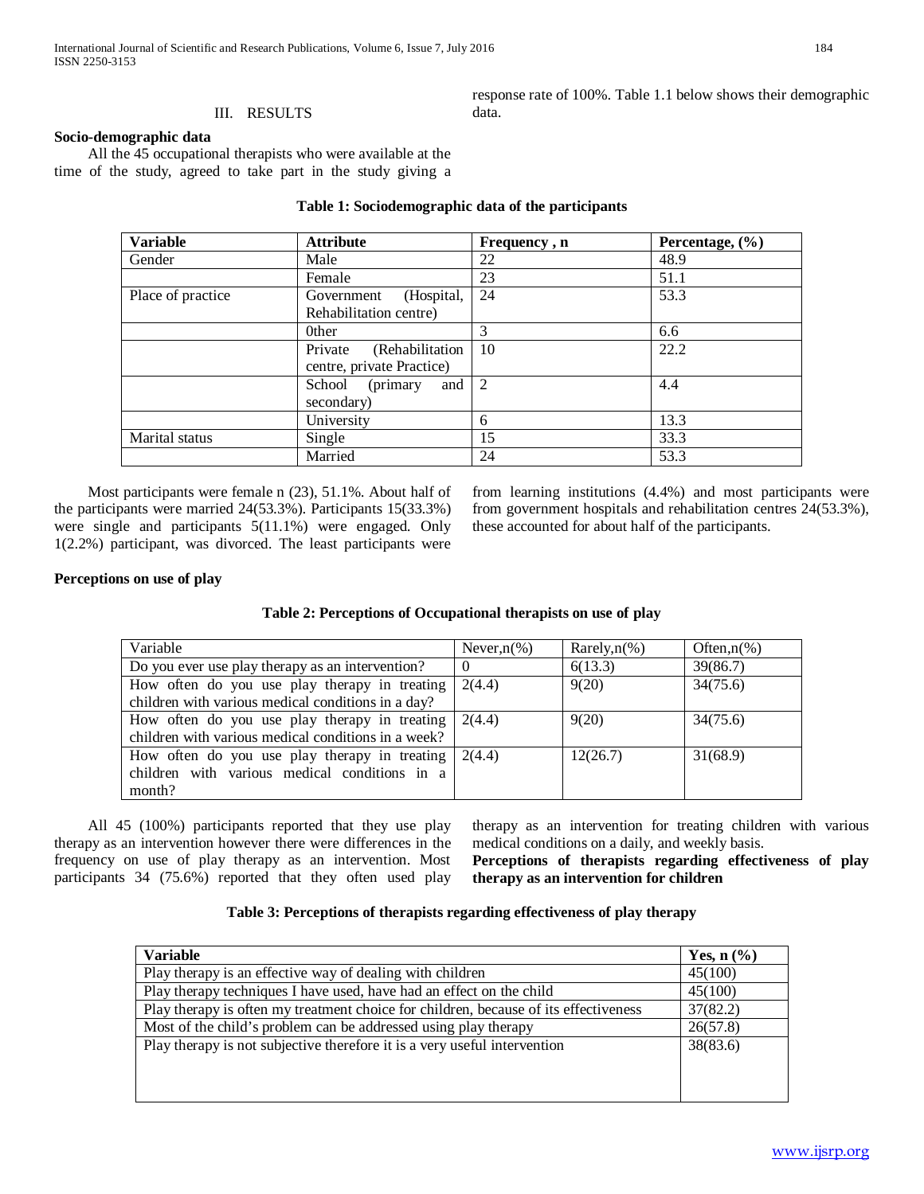## III. RESULTS

**Socio-demographic data**

All the 45 occupational therapists who were available at the time of the study, agreed to take part in the study giving a response rate of 100%. Table 1.1 below shows their demographic data.

**Table 1: Sociodemographic data of the participants**

| Variable | Attribute | Frequency , n | Percentage, (%) |
|---|---|---|---|
| Gender | Male | 22 | 48.9 |
| | Female | 23 | 51.1 |
| Place of practice | Government (Hospital, Rehabilitation centre) | 24 | 53.3 |
| | 0ther | 3 | 6.6 |
| | Private (Rehabilitation centre, private Practice) | 10 | 22.2 |
| | School (primary and secondary) | 2 | 4.4 |
| | University | 6 | 13.3 |
| Marital status | Single | 15 | 33.3 |
| | Married | 24 | 53.3 |

Most participants were female n (23), 51.1%. About half of the participants were married 24(53.3%). Participants 15(33.3%) were single and participants 5(11.1%) were engaged. Only 1(2.2%) participant, was divorced. The least participants were from learning institutions (4.4%) and most participants were from government hospitals and rehabilitation centres 24(53.3%), these accounted for about half of the participants.

**Perceptions on use of play**

**Table 2: Perceptions of Occupational therapists on use of play**

| Variable | Never,n(%) | Rarely,n(%) | Often,n(%) |
|---|---|---|---|
| Do you ever use play therapy as an intervention? | 0 | 6(13.3) | 39(86.7) |
| How often do you use play therapy in treating children with various medical conditions in a day? | 2(4.4) | 9(20) | 34(75.6) |
| How often do you use play therapy in treating children with various medical conditions in a week? | 2(4.4) | 9(20) | 34(75.6) |
| How often do you use play therapy in treating children with various medical conditions in a month? | 2(4.4) | 12(26.7) | 31(68.9) |

All 45 (100%) participants reported that they use play therapy as an intervention however there were differences in the frequency on use of play therapy as an intervention. Most participants 34 (75.6%) reported that they often used play therapy as an intervention for treating children with various medical conditions on a daily, and weekly basis.

**Perceptions of therapists regarding effectiveness of play therapy as an intervention for children**

**Table 3: Perceptions of therapists regarding effectiveness of play therapy**

| Variable | Yes, n (%) |
|---|---|
| Play therapy is an effective way of dealing with children | 45(100) |
| Play therapy techniques I have used, have had an effect on the child | 45(100) |
| Play therapy is often my treatment choice for children, because of its effectiveness | 37(82.2) |
| Most of the child's problem can be addressed using play therapy | 26(57.8) |
| Play therapy is not subjective therefore it is a very useful intervention | 38(83.6) |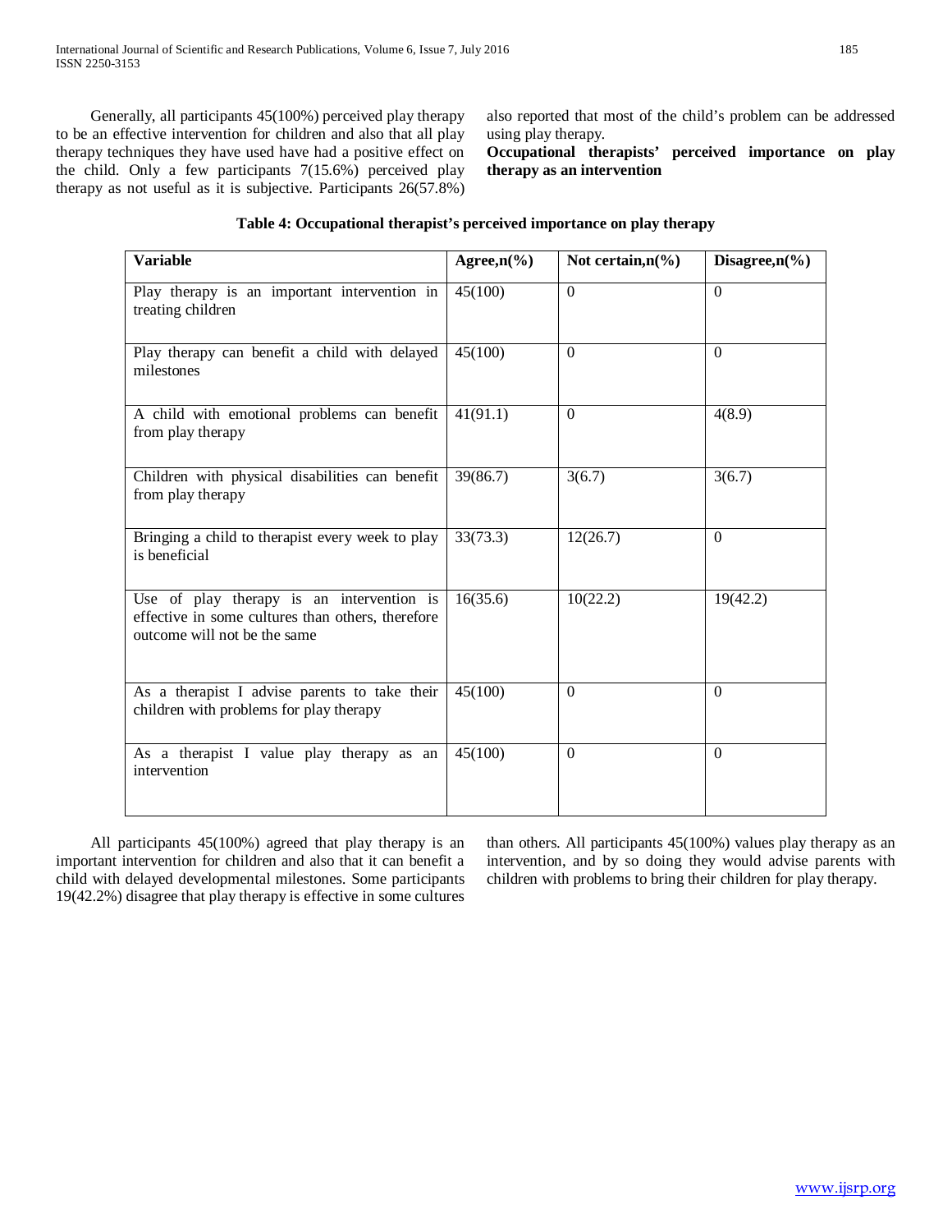Generally, all participants 45(100%) perceived play therapy to be an effective intervention for children and also that all play therapy techniques they have used have had a positive effect on the child. Only a few participants 7(15.6%) perceived play therapy as not useful as it is subjective. Participants 26(57.8%) also reported that most of the child's problem can be addressed using play therapy.

**Occupational therapists' perceived importance on play therapy as an intervention**

**Table 4: Occupational therapist's perceived importance on play therapy**

| Variable | Agree,n(%) | Not certain,n(%) | Disagree,n(%) |
|---|---|---|---|
| Play therapy is an important intervention in treating children | 45(100) | 0 | 0 |
| Play therapy can benefit a child with delayed milestones | 45(100) | 0 | 0 |
| A child with emotional problems can benefit from play therapy | 41(91.1) | 0 | 4(8.9) |
| Children with physical disabilities can benefit from play therapy | 39(86.7) | 3(6.7) | 3(6.7) |
| Bringing a child to therapist every week to play is beneficial | 33(73.3) | 12(26.7) | 0 |
| Use of play therapy is an intervention is effective in some cultures than others, therefore outcome will not be the same | 16(35.6) | 10(22.2) | 19(42.2) |
| As a therapist I advise parents to take their children with problems for play therapy | 45(100) | 0 | 0 |
| As a therapist I value play therapy as an intervention | 45(100) | 0 | 0 |

All participants 45(100%) agreed that play therapy is an important intervention for children and also that it can benefit a child with delayed developmental milestones. Some participants 19(42.2%) disagree that play therapy is effective in some cultures than others. All participants 45(100%) values play therapy as an intervention, and by so doing they would advise parents with children with problems to bring their children for play therapy.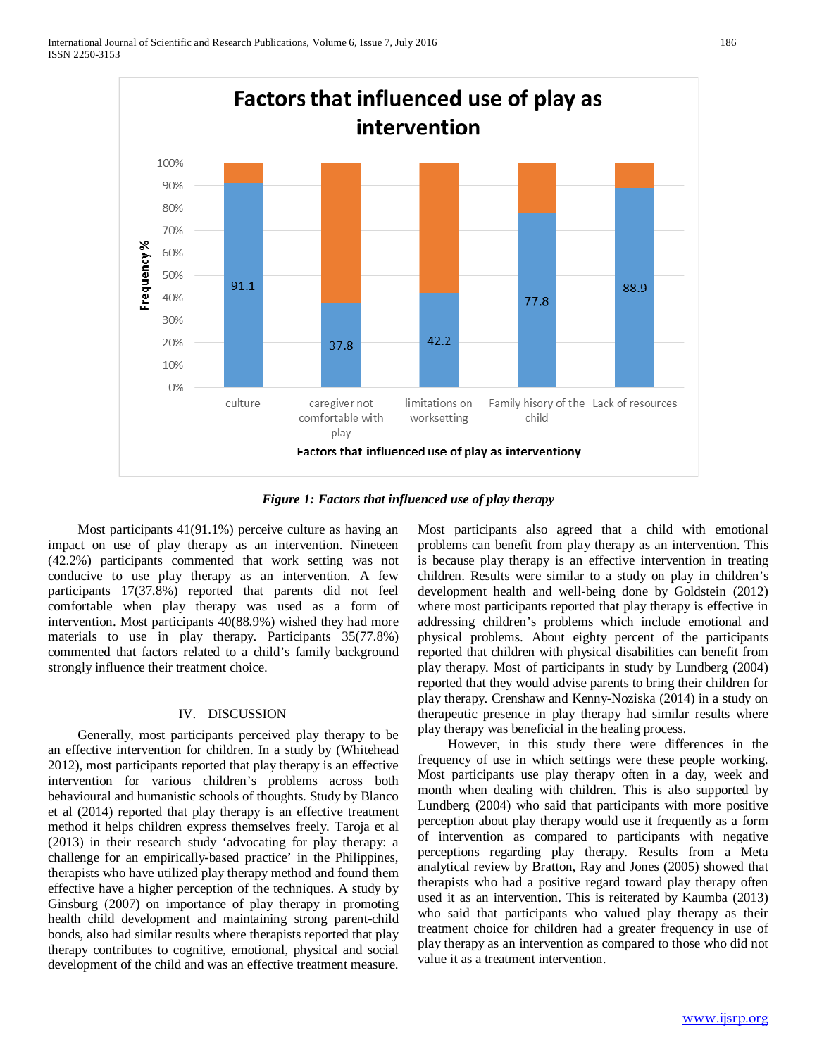**Figure 1: Factors that influenced use of play therapy**

Most participants 41(91.1%) perceive culture as having an impact on use of play therapy as an intervention. Nineteen (42.2%) participants commented that work setting was not conducive to use play therapy as an intervention. A few participants 17(37.8%) reported that parents did not feel comfortable when play therapy was used as a form of intervention. Most participants 40(88.9%) wished they had more materials to use in play therapy. Participants 35(77.8%) commented that factors related to a child's family background strongly influence their treatment choice.

## IV. DISCUSSION

Generally, most participants perceived play therapy to be an effective intervention for children. In a study by (Whitehead 2012), most participants reported that play therapy is an effective intervention for various children's problems across both behavioural and humanistic schools of thoughts. Study by Blanco et al (2014) reported that play therapy is an effective treatment method it helps children express themselves freely. Taroja et al (2013) in their research study 'advocating for play therapy: a challenge for an empirically-based practice' in the Philippines, therapists who have utilized play therapy method and found them effective have a higher perception of the techniques. A study by Ginsburg (2007) on importance of play therapy in promoting health child development and maintaining strong parent-child bonds, also had similar results where therapists reported that play therapy contributes to cognitive, emotional, physical and social development of the child and was an effective treatment measure. Most participants also agreed that a child with emotional problems can benefit from play therapy as an intervention. This is because play therapy is an effective intervention in treating children. Results were similar to a study on play in children's development health and well-being done by Goldstein (2012) where most participants reported that play therapy is effective in addressing children's problems which include emotional and physical problems. About eighty percent of the participants reported that children with physical disabilities can benefit from play therapy. Most of participants in study by Lundberg (2004) reported that they would advise parents to bring their children for play therapy. Crenshaw and Kenny-Noziska (2014) in a study on therapeutic presence in play therapy had similar results where play therapy was beneficial in the healing process.

However, in this study there were differences in the frequency of use in which settings were these people working. Most participants use play therapy often in a day, week and month when dealing with children. This is also supported by Lundberg (2004) who said that participants with more positive perception about play therapy would use it frequently as a form of intervention as compared to participants with negative perceptions regarding play therapy. Results from a Meta analytical review by Bratton, Ray and Jones (2005) showed that therapists who had a positive regard toward play therapy often used it as an intervention. This is reiterated by Kaumba (2013) who said that participants who valued play therapy as their treatment choice for children had a greater frequency in use of play therapy as an intervention as compared to those who did not value it as a treatment intervention.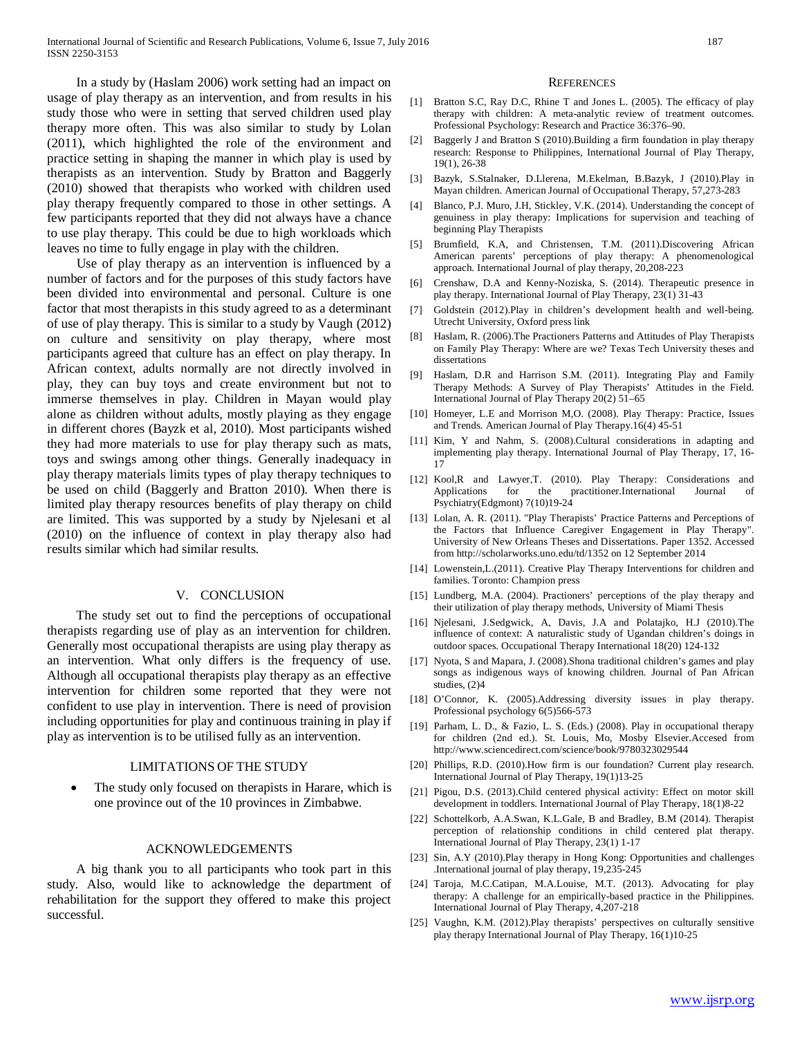In a study by (Haslam 2006) work setting had an impact on usage of play therapy as an intervention, and from results in his study those who were in setting that served children used play therapy more often. This was also similar to study by Lolan (2011), which highlighted the role of the environment and practice setting in shaping the manner in which play is used by therapists as an intervention. Study by Bratton and Baggerly (2010) showed that therapists who worked with children used play therapy frequently compared to those in other settings. A few participants reported that they did not always have a chance to use play therapy. This could be due to high workloads which leaves no time to fully engage in play with the children.

Use of play therapy as an intervention is influenced by a number of factors and for the purposes of this study factors have been divided into environmental and personal. Culture is one factor that most therapists in this study agreed to as a determinant of use of play therapy. This is similar to a study by Vaugh (2012) on culture and sensitivity on play therapy, where most participants agreed that culture has an effect on play therapy. In African context, adults normally are not directly involved in play, they can buy toys and create environment but not to immerse themselves in play. Children in Mayan would play alone as children without adults, mostly playing as they engage in different chores (Bayzk et al, 2010). Most participants wished they had more materials to use for play therapy such as mats, toys and swings among other things. Generally inadequacy in play therapy materials limits types of play therapy techniques to be used on child (Baggerly and Bratton 2010). When there is limited play therapy resources benefits of play therapy on child are limited. This was supported by a study by Njelesani et al (2010) on the influence of context in play therapy also had results similar which had similar results.

## V. CONCLUSION

The study set out to find the perceptions of occupational therapists regarding use of play as an intervention for children. Generally most occupational therapists are using play therapy as an intervention. What only differs is the frequency of use. Although all occupational therapists play therapy as an effective intervention for children some reported that they were not confident to use play in intervention. There is need of provision including opportunities for play and continuous training in play if play as intervention is to be utilised fully as an intervention.

## LIMITATIONS OF THE STUDY

- The study only focused on therapists in Harare, which is one province out of the 10 provinces in Zimbabwe.

## ACKNOWLEDGEMENTS

A big thank you to all participants who took part in this study. Also, would like to acknowledge the department of rehabilitation for the support they offered to make this project successful.

## REFERENCES

[1] Bratton S.C, Ray D.C, Rhine T and Jones L. (2005). The efficacy of play therapy with children: A meta-analytic review of treatment outcomes. Professional Psychology: Research and Practice 36:376–90.

[2] Baggerly J and Bratton S (2010).Building a firm foundation in play therapy research: Response to Philippines, International Journal of Play Therapy, 19(1), 26-38

[3] Bazyk, S.Stalnaker, D.Llerena, M.Ekelman, B.Bazyk, J (2010).Play in Mayan children. American Journal of Occupational Therapy, 57,273-283

[4] Blanco, P.J. Muro, J.H, Stickley, V.K. (2014). Understanding the concept of genuiness in play therapy: Implications for supervision and teaching of beginning Play Therapists

[5] Brumfield, K.A, and Christensen, T.M. (2011).Discovering African American parents' perceptions of play therapy: A phenomenological approach. International Journal of play therapy, 20,208-223

[6] Crenshaw, D.A and Kenny-Noziska, S. (2014). Therapeutic presence in play therapy. International Journal of Play Therapy, 23(1) 31-43

[7] Goldstein (2012).Play in children's development health and well-being. Utrecht University, Oxford press link

[8] Haslam, R. (2006).The Practioners Patterns and Attitudes of Play Therapists on Family Play Therapy: Where are we? Texas Tech University theses and dissertations

[9] Haslam, D.R and Harrison S.M. (2011). Integrating Play and Family Therapy Methods: A Survey of Play Therapists' Attitudes in the Field. International Journal of Play Therapy 20(2) 51–65

[10] Homeyer, L.E and Morrison M,O. (2008). Play Therapy: Practice, Issues and Trends. American Journal of Play Therapy.16(4) 45-51

[11] Kim, Y and Nahm, S. (2008).Cultural considerations in adapting and implementing play therapy. International Journal of Play Therapy, 17, 16-17

[12] Kool,R and Lawyer,T. (2010). Play Therapy: Considerations and Applications for the practitioner.International Journal of Psychiatry(Edgmont) 7(10)19-24

[13] Lolan, A. R. (2011). "Play Therapists' Practice Patterns and Perceptions of the Factors that Influence Caregiver Engagement in Play Therapy". University of New Orleans Theses and Dissertations. Paper 1352. Accessed from http://scholarworks.uno.edu/td/1352 on 12 September 2014

[14] Lowenstein,L.(2011). Creative Play Therapy Interventions for children and families. Toronto: Champion press

[15] Lundberg, M.A. (2004). Practioners' perceptions of the play therapy and their utilization of play therapy methods, University of Miami Thesis

[16] Njelesani, J.Sedgwick, A, Davis, J.A and Polatajko, H.J (2010).The influence of context: A naturalistic study of Ugandan children's doings in outdoor spaces. Occupational Therapy International 18(20) 124-132

[17] Nyota, S and Mapara, J. (2008).Shona traditional children's games and play songs as indigenous ways of knowing children. Journal of Pan African studies, (2)4

[18] O'Connor, K. (2005).Addressing diversity issues in play therapy. Professional psychology 6(5)566-573

[19] Parham, L. D., & Fazio, L. S. (Eds.) (2008). Play in occupational therapy for children (2nd ed.). St. Louis, Mo, Mosby Elsevier.Accesed from http://www.sciencedirect.com/science/book/9780323029544

[20] Phillips, R.D. (2010).How firm is our foundation? Current play research. International Journal of Play Therapy, 19(1)13-25

[21] Pigou, D.S. (2013).Child centered physical activity: Effect on motor skill development in toddlers. International Journal of Play Therapy, 18(1)8-22

[22] Schottelkorb, A.A.Swan, K.L.Gale, B and Bradley, B.M (2014). Therapist perception of relationship conditions in child centered plat therapy. International Journal of Play Therapy, 23(1) 1-17

[23] Sin, A.Y (2010).Play therapy in Hong Kong: Opportunities and challenges .International journal of play therapy, 19,235-245

[24] Taroja, M.C.Catipan, M.A.Louise, M.T. (2013). Advocating for play therapy: A challenge for an empirically-based practice in the Philippines. International Journal of Play Therapy, 4,207-218

[25] Vaughn, K.M. (2012).Play therapists' perspectives on culturally sensitive play therapy International Journal of Play Therapy, 16(1)10-25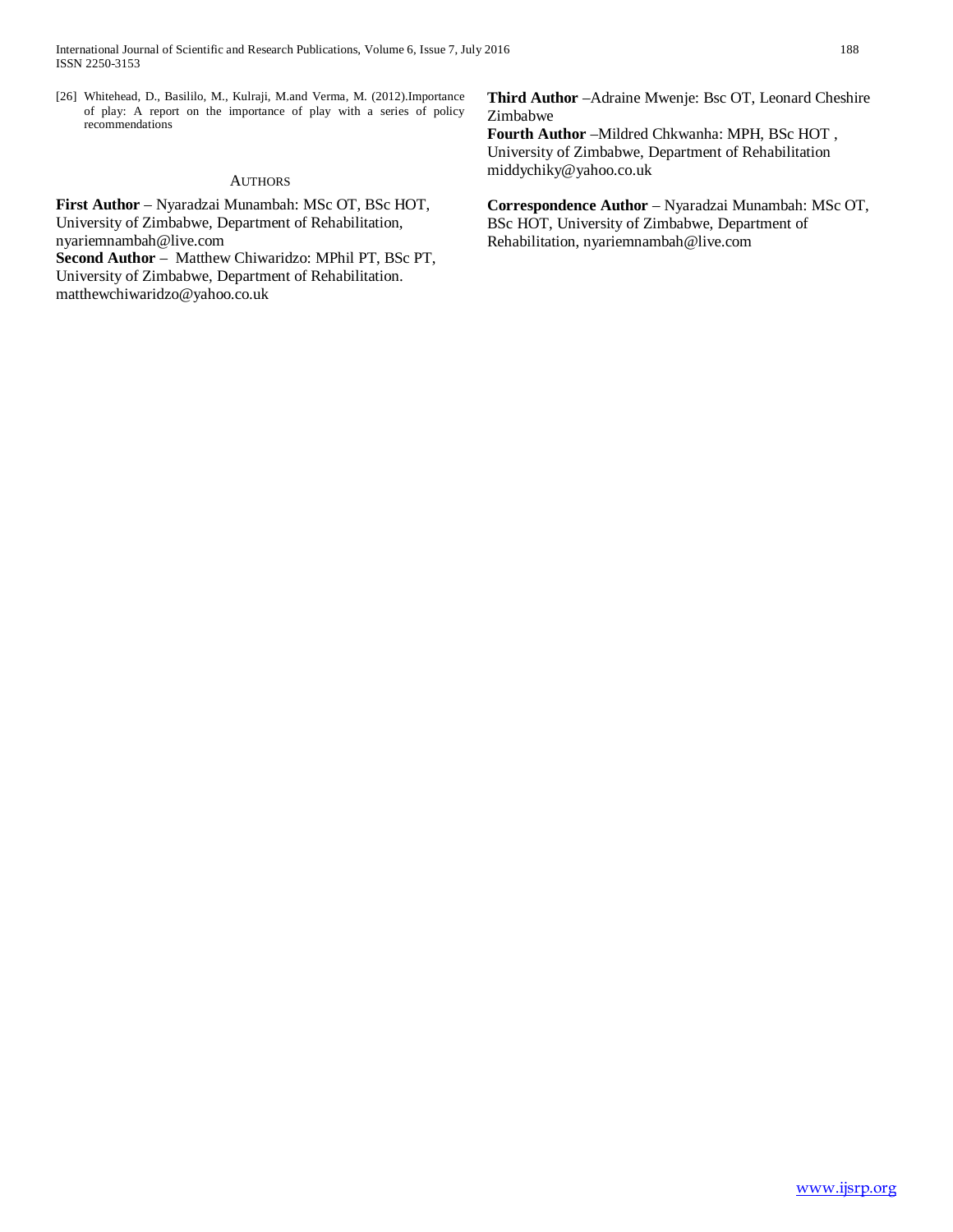[26] Whitehead, D., Basililo, M., Kulraji, M.and Verma, M. (2012).Importance of play: A report on the importance of play with a series of policy recommendations

## AUTHORS

**First Author** – Nyaradzai Munambah: MSc OT, BSc HOT, University of Zimbabwe, Department of Rehabilitation, nyariemnambah@live.com

**Second Author** – Matthew Chiwaridzo: MPhil PT, BSc PT, University of Zimbabwe, Department of Rehabilitation. matthewchiwaridzo@yahoo.co.uk

**Third Author** –Adraine Mwenje: Bsc OT, Leonard Cheshire Zimbabwe

**Fourth Author** –Mildred Chkwanha: MPH, BSc HOT , University of Zimbabwe, Department of Rehabilitation middychiky@yahoo.co.uk

**Correspondence Author** – Nyaradzai Munambah: MSc OT, BSc HOT, University of Zimbabwe, Department of Rehabilitation, nyariemnambah@live.com